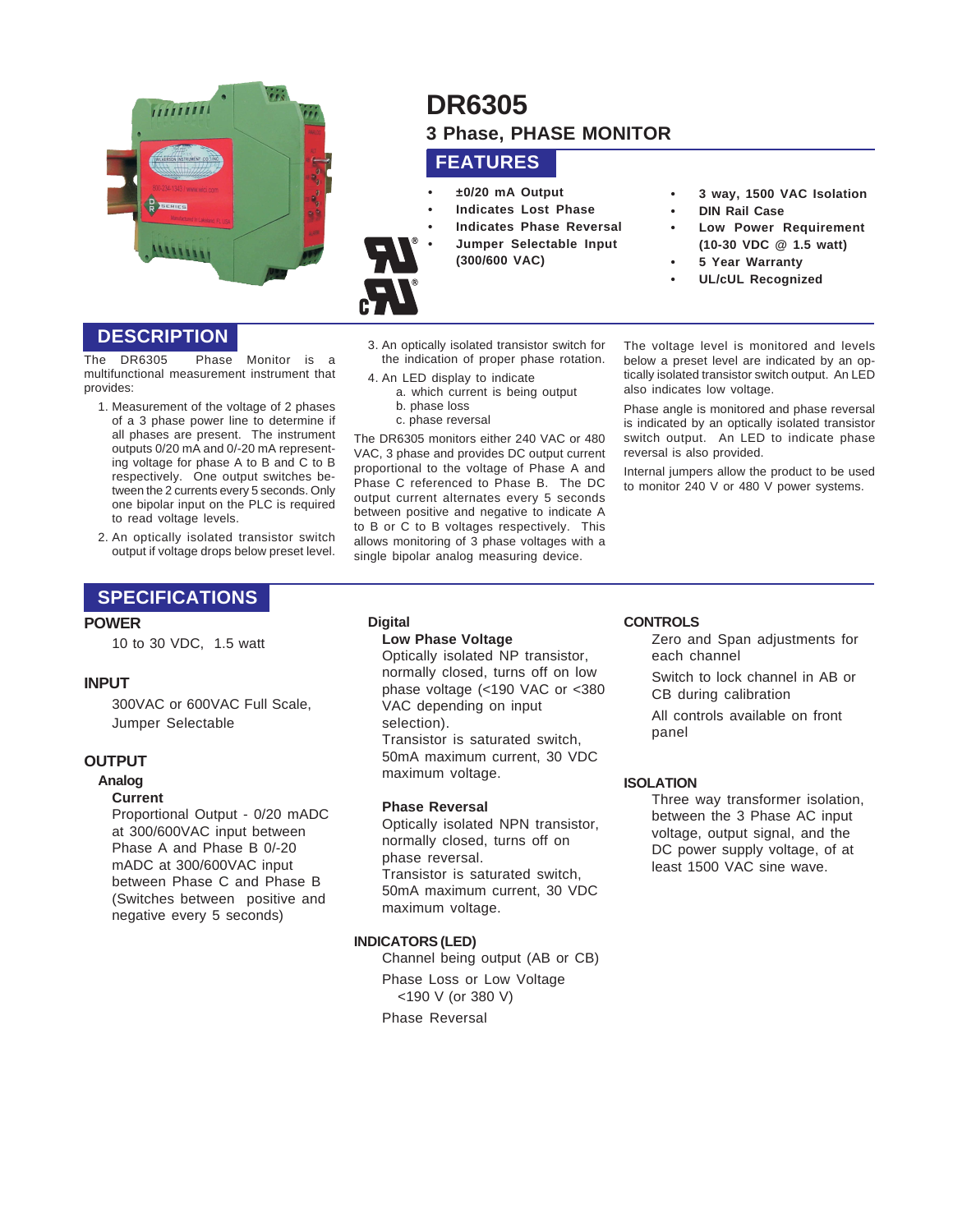# DR6305

## 3 Phase, PHASE MONITOR

## FEATURES

- **±0/20 mA Output**
- **Indicates Lost Phase**
- **Indicates Phase Reversal**
- **Jumper Selectable Input (300/600 VAC)**
- **3 way, 1500 VAC Isolation**
- **DIN Rail Case**
- **Low Power Requirement (10-30 VDC @ 1.5 watt)**
- **5 Year Warranty**
- **UL/cUL Recognized**

## DESCRIPTION

The DR6305 Phase Monitor is a multifunctional measurement instrument that provides:

1. Measurement of the voltage of 2 phases of a 3 phase power line to determine if all phases are present. The instrument outputs 0/20 mA and 0/-20 mA representing voltage for phase A to B and C to B respectively. One output switches between the 2 currents every 5 seconds. Only one bipolar input on the PLC is required to read voltage levels.
2. An optically isolated transistor switch output if voltage drops below preset level.
3. An optically isolated transistor switch for the indication of proper phase rotation.
4. An LED display to indicate
   a. which current is being output
   b. phase loss
   c. phase reversal

The DR6305 monitors either 240 VAC or 480 VAC, 3 phase and provides DC output current proportional to the voltage of Phase A and Phase C referenced to Phase B. The DC output current alternates every 5 seconds between positive and negative to indicate A to B or C to B voltages respectively. This allows monitoring of 3 phase voltages with a single bipolar analog measuring device.

The voltage level is monitored and levels below a preset level are indicated by an optically isolated transistor switch output. An LED also indicates low voltage.

Phase angle is monitored and phase reversal is indicated by an optically isolated transistor switch output. An LED to indicate phase reversal is also provided.

Internal jumpers allow the product to be used to monitor 240 V or 480 V power systems.

## SPECIFICATIONS

### POWER

10 to 30 VDC, 1.5 watt

### INPUT

300VAC or 600VAC Full Scale, Jumper Selectable

### OUTPUT

**Analog**

**Current**

Proportional Output - 0/20 mADC at 300/600VAC input between Phase A and Phase B 0/-20 mADC at 300/600VAC input between Phase C and Phase B (Switches between positive and negative every 5 seconds)

**Digital**

**Low Phase Voltage**

Optically isolated NP transistor, normally closed, turns off on low phase voltage (<190 VAC or <380 VAC depending on input selection).
Transistor is saturated switch, 50mA maximum current, 30 VDC maximum voltage.

**Phase Reversal**

Optically isolated NPN transistor, normally closed, turns off on phase reversal.
Transistor is saturated switch, 50mA maximum current, 30 VDC maximum voltage.

### INDICATORS (LED)

Channel being output (AB or CB)

Phase Loss or Low Voltage <190 V (or 380 V)

Phase Reversal

### CONTROLS

Zero and Span adjustments for each channel

Switch to lock channel in AB or CB during calibration

All controls available on front panel

### ISOLATION

Three way transformer isolation, between the 3 Phase AC input voltage, output signal, and the DC power supply voltage, of at least 1500 VAC sine wave.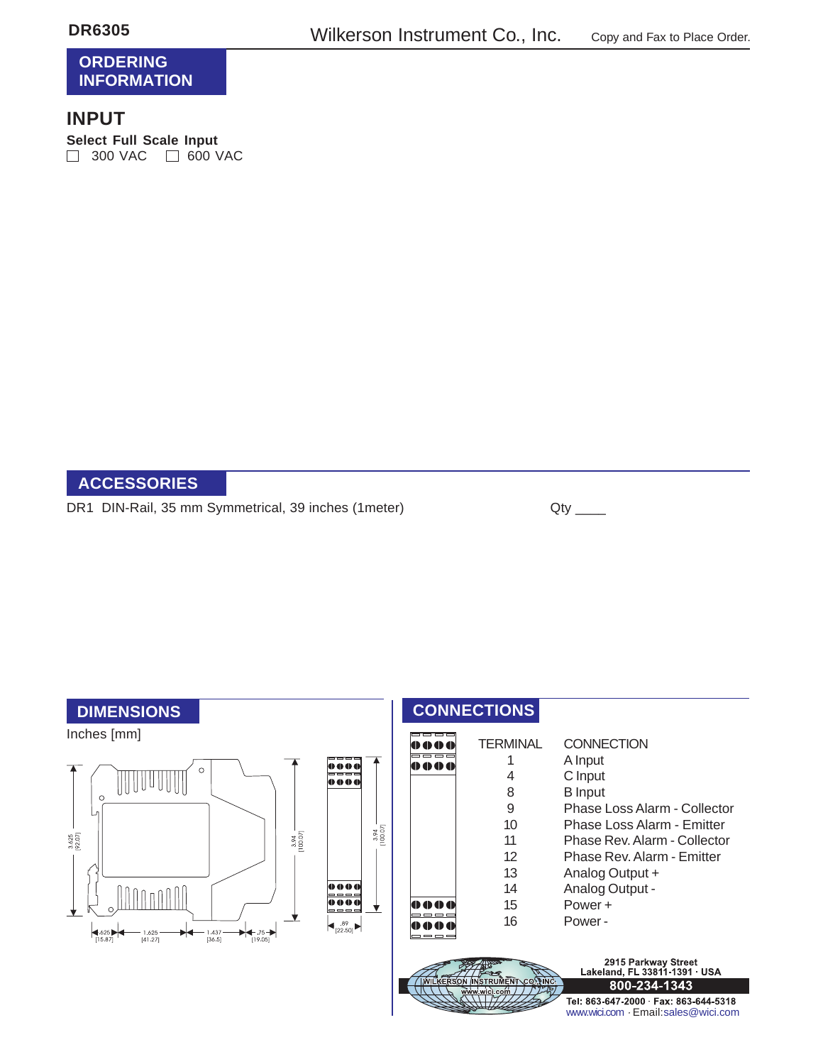DR6305 — Wilkerson Instrument Co., Inc. — Copy and Fax to Place Order.

## ORDERING INFORMATION

### INPUT

**Select Full Scale Input**

☐ 300 VAC ☐ 600 VAC

## ACCESSORIES

DR1 DIN-Rail, 35 mm Symmetrical, 39 inches (1meter) Qty ____

## DIMENSIONS

Inches [mm]

3.625 [92.07]

3.94 [100.07]

3.94 [100.07]

.625 [15.87]

1.625 [41.27]

1.437 [36.5]

.75 [19.05]

.89 [22.50]

## CONNECTIONS

| TERMINAL | CONNECTION |
|---|---|
| 1 | A Input |
| 4 | C Input |
| 8 | B Input |
| 9 | Phase Loss Alarm - Collector |
| 10 | Phase Loss Alarm - Emitter |
| 11 | Phase Rev. Alarm - Collector |
| 12 | Phase Rev. Alarm - Emitter |
| 13 | Analog Output + |
| 14 | Analog Output - |
| 15 | Power + |
| 16 | Power - |

WILKERSON INSTRUMENT CO., INC.
www.wici.com

2915 Parkway Street
Lakeland, FL 33811-1391 · USA
800-234-1343
Tel: 863-647-2000 · Fax: 863-644-5318
www.wici.com · Email:sales@wici.com